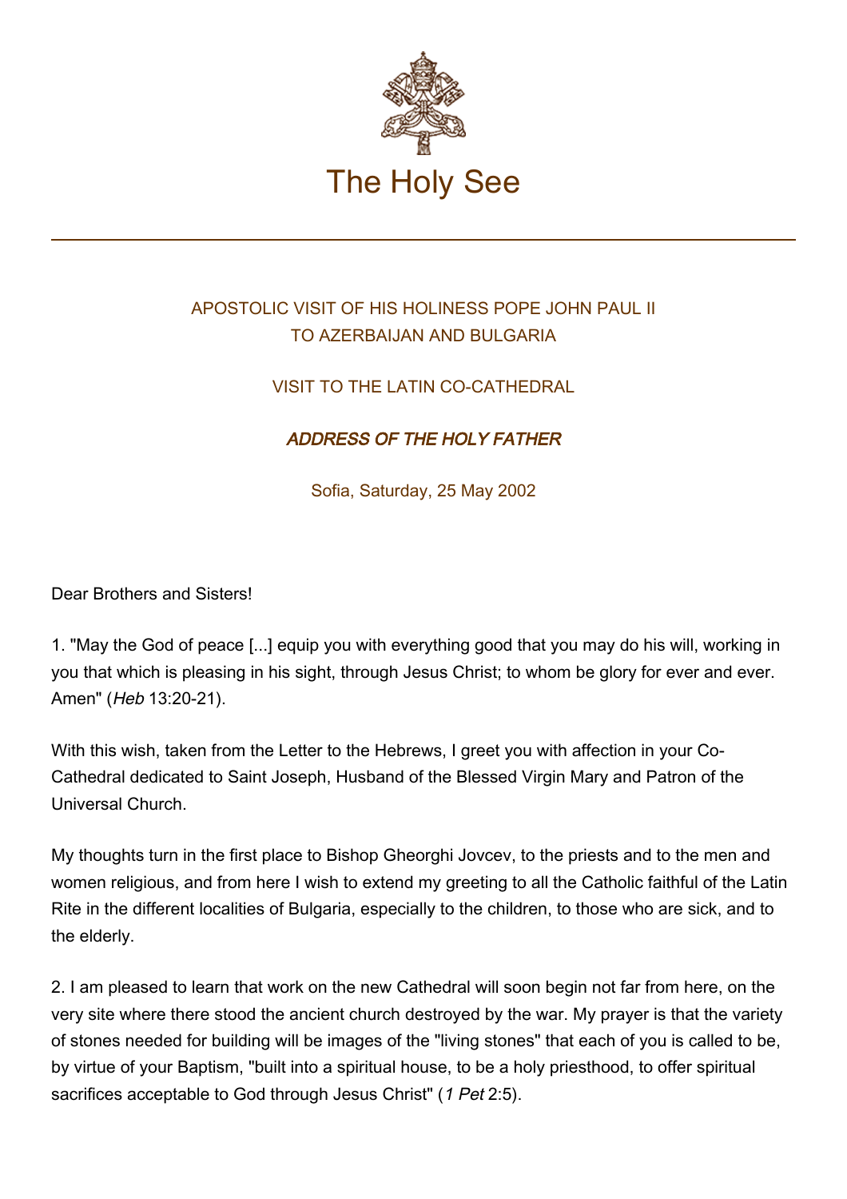# The Holy See

## APOSTOLIC VISIT OF HIS HOLINESS POPE JOHN PAUL II TO AZERBAIJAN AND BULGARIA

### VISIT TO THE LATIN CO-CATHEDRAL

### *ADDRESS OF THE HOLY FATHER*

Sofia, Saturday, 25 May 2002

Dear Brothers and Sisters!

1. "May the God of peace [...] equip you with everything good that you may do his will, working in you that which is pleasing in his sight, through Jesus Christ; to whom be glory for ever and ever. Amen" (*Heb* 13:20-21).

With this wish, taken from the Letter to the Hebrews, I greet you with affection in your Co-Cathedral dedicated to Saint Joseph, Husband of the Blessed Virgin Mary and Patron of the Universal Church.

My thoughts turn in the first place to Bishop Gheorghi Jovcev, to the priests and to the men and women religious, and from here I wish to extend my greeting to all the Catholic faithful of the Latin Rite in the different localities of Bulgaria, especially to the children, to those who are sick, and to the elderly.

2. I am pleased to learn that work on the new Cathedral will soon begin not far from here, on the very site where there stood the ancient church destroyed by the war. My prayer is that the variety of stones needed for building will be images of the "living stones" that each of you is called to be, by virtue of your Baptism, "built into a spiritual house, to be a holy priesthood, to offer spiritual sacrifices acceptable to God through Jesus Christ" (*1 Pet* 2:5).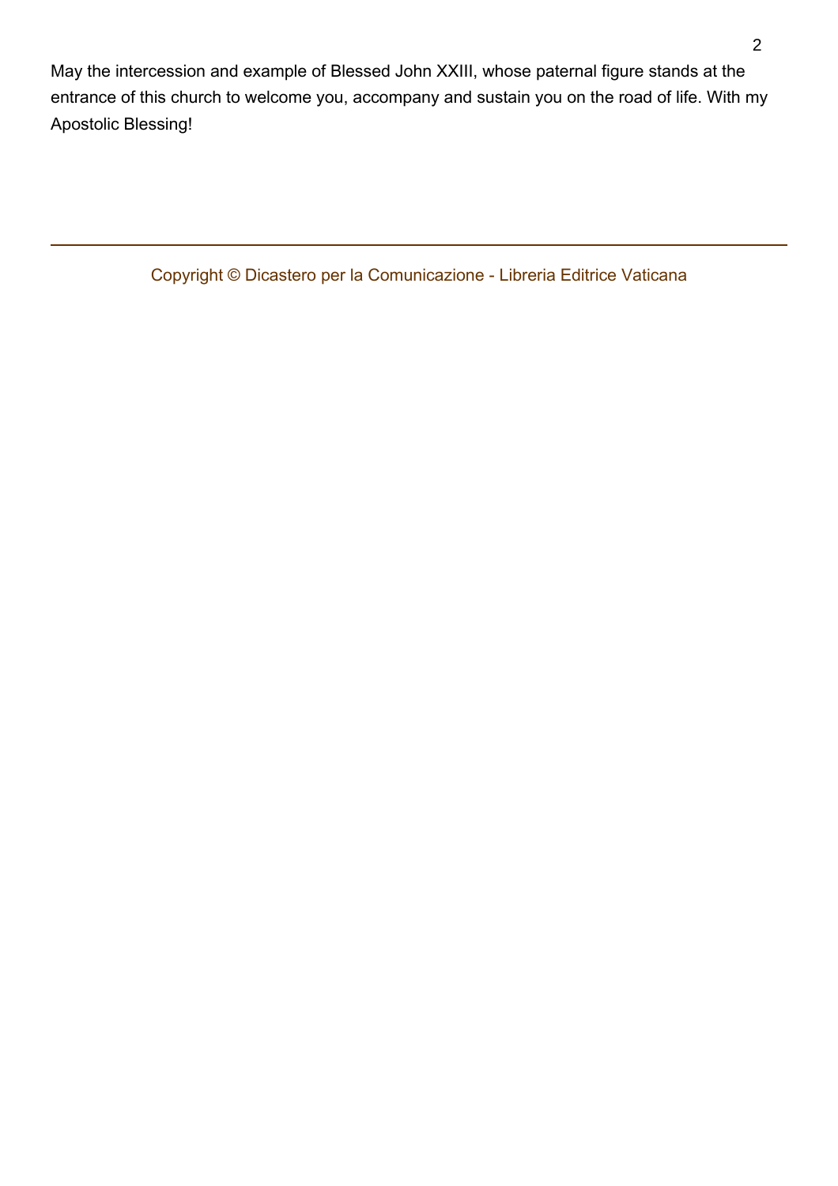May the intercession and example of Blessed John XXIII, whose paternal figure stands at the entrance of this church to welcome you, accompany and sustain you on the road of life. With my Apostolic Blessing!

---

Copyright © Dicastero per la Comunicazione - Libreria Editrice Vaticana